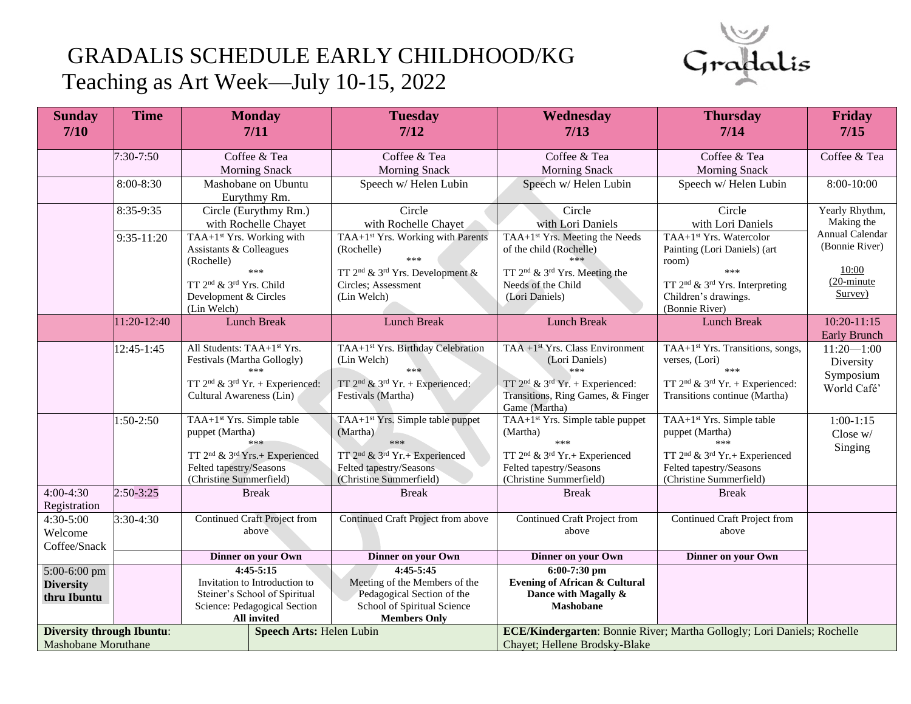# GRADALIS SCHEDULE EARLY CHILDHOOD/KG

## Teaching as Art Week—July 10-15, 2022

| Sunday 7/10 | Time | Monday 7/11 | Tuesday 7/12 | Wednesday 7/13 | Thursday 7/14 | Friday 7/15 |
|---|---|---|---|---|---|---|
| | 7:30-7:50 | Coffee & Tea Morning Snack | Coffee & Tea Morning Snack | Coffee & Tea Morning Snack | Coffee & Tea Morning Snack | Coffee & Tea |
| | 8:00-8:30 | Mashobane on Ubuntu Eurythmy Rm. | Speech w/ Helen Lubin | Speech w/ Helen Lubin | Speech w/ Helen Lubin | 8:00-10:00 |
| | 8:35-9:35 | Circle (Eurythmy Rm.) with Rochelle Chayet | Circle with Rochelle Chayet | Circle with Lori Daniels | Circle with Lori Daniels | Yearly Rhythm, Making the Annual Calendar (Bonnie River) 10:00 (20-minute Survey) |
| | 9:35-11:20 | TAA+1st Yrs. Working with Assistants & Colleagues (Rochelle) *** TT 2nd & 3rd Yrs. Child Development & Circles (Lin Welch) | TAA+1st Yrs. Working with Parents (Rochelle) *** TT 2nd & 3rd Yrs. Development & Circles; Assessment (Lin Welch) | TAA+1st Yrs. Meeting the Needs of the child (Rochelle) *** TT 2nd & 3rd Yrs. Meeting the Needs of the Child (Lori Daniels) | TAA+1st Yrs. Watercolor Painting (Lori Daniels) (art room) *** TT 2nd & 3rd Yrs. Interpreting Children's drawings. (Bonnie River) | |
| | 11:20-12:40 | Lunch Break | Lunch Break | Lunch Break | Lunch Break | 10:20-11:15 Early Brunch |
| | 12:45-1:45 | All Students: TAA+1st Yrs. Festivals (Martha Gollogly) *** TT 2nd & 3rd Yr. + Experienced: Cultural Awareness (Lin) | TAA+1st Yrs. Birthday Celebration (Lin Welch) *** TT 2nd & 3rd Yr. + Experienced: Festivals (Martha) | TAA +1st Yrs. Class Environment (Lori Daniels) *** TT 2nd & 3rd Yr. + Experienced: Transitions, Ring Games, & Finger Game (Martha) | TAA+1st Yrs. Transitions, songs, verses, (Lori) *** TT 2nd & 3rd Yr. + Experienced: Transitions continue (Martha) | 11:20—1:00 Diversity Symposium World Café' |
| | 1:50-2:50 | TAA+1st Yrs. Simple table puppet (Martha) *** TT 2nd & 3rd Yrs.+ Experienced Felted tapestry/Seasons (Christine Summerfield) | TAA+1st Yrs. Simple table puppet (Martha) *** TT 2nd & 3rd Yr.+ Experienced Felted tapestry/Seasons (Christine Summerfield) | TAA+1st Yrs. Simple table puppet (Martha) *** TT 2nd & 3rd Yr.+ Experienced Felted tapestry/Seasons (Christine Summerfield) | TAA+1st Yrs. Simple table puppet (Martha) *** TT 2nd & 3rd Yr.+ Experienced Felted tapestry/Seasons (Christine Summerfield) | 1:00-1:15 Close w/ Singing |
| 4:00-4:30 Registration | 2:50-3:25 | Break | Break | Break | Break | |
| 4:30-5:00 Welcome Coffee/Snack | 3:30-4:30 | Continued Craft Project from above | Continued Craft Project from above | Continued Craft Project from above | Continued Craft Project from above | |
| | | **Dinner on your Own** | **Dinner on your Own** | **Dinner on your Own** | **Dinner on your Own** | |
| 5:00-6:00 pm **Diversity thru Ibuntu** | | **4:45-5:15** Invitation to Introduction to Steiner's School of Spiritual Science: Pedagogical Section **All invited** | **4:45-5:45** Meeting of the Members of the Pedagogical Section of the School of Spiritual Science **Members Only** | **6:00-7:30 pm Evening of African & Cultural Dance with Magally & Mashobane** | | |

**Diversity through Ibuntu**: Mashobane Moruthane

**Speech Arts:** Helen Lubin

**ECE/Kindergarten**: Bonnie River; Martha Gollogly; Lori Daniels; Rochelle Chayet; Hellene Brodsky-Blake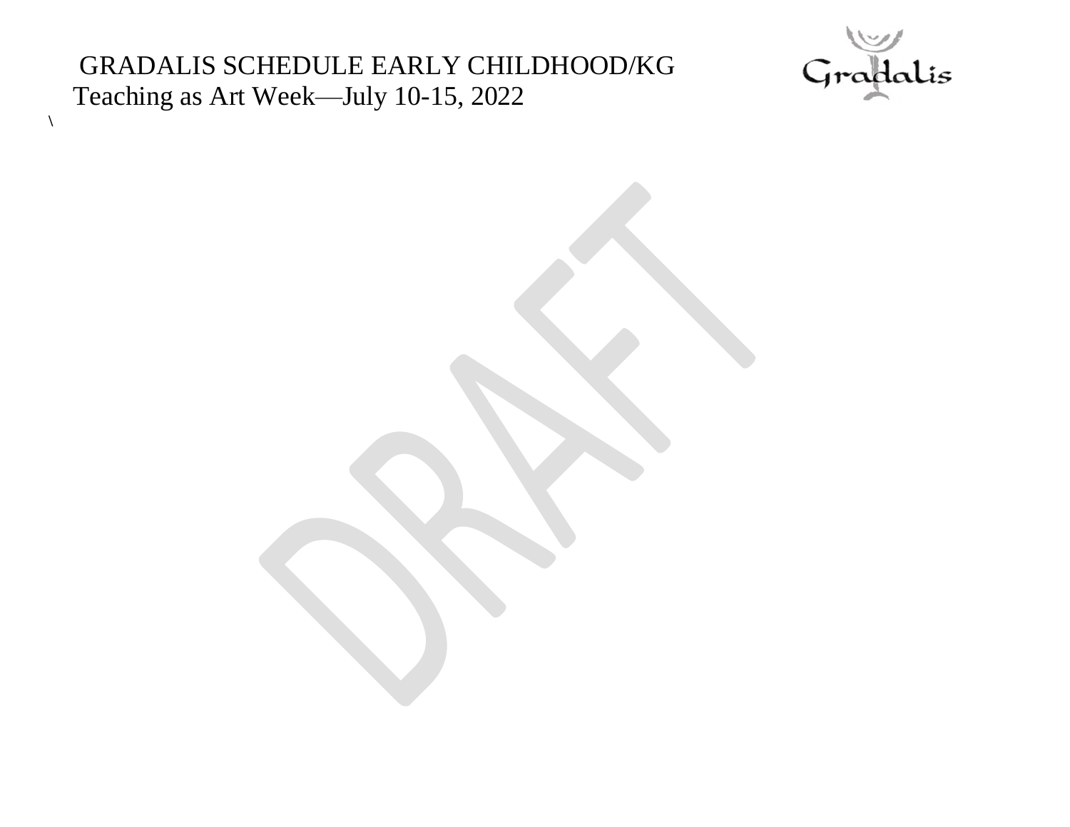GRADALIS SCHEDULE EARLY CHILDHOOD/KG

Teaching as Art Week—July 10-15, 2022

\